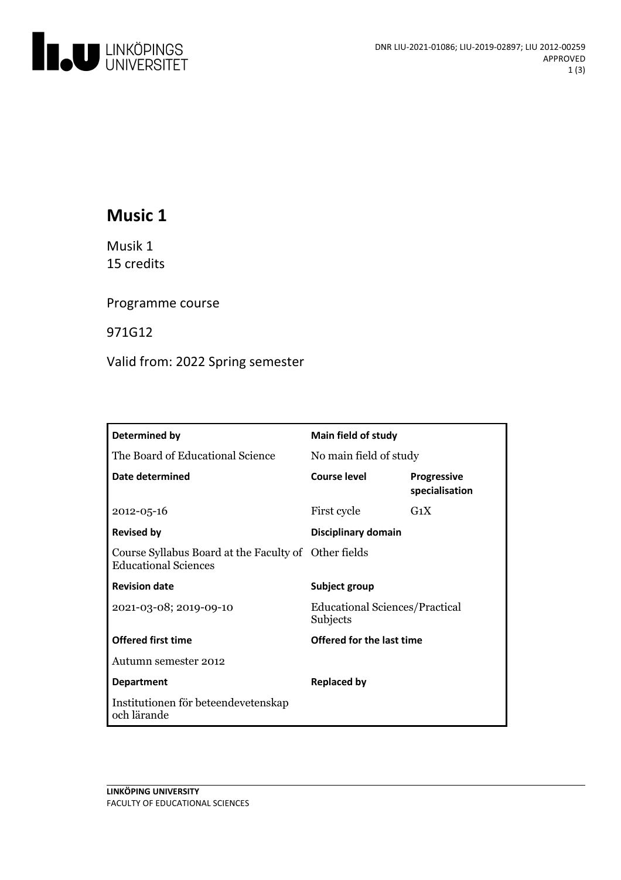DNR LIU-2021-01086; LIU-2019-02897; LIU 2012-00259
APPROVED

# Music 1

Musik 1
15 credits

Programme course

971G12

Valid from: 2022 Spring semester

| **Determined by** | **Main field of study** | |
|---|---|---|
| The Board of Educational Science | No main field of study | |
| **Date determined** | **Course level** | **Progressive specialisation** |
| 2012-05-16 | First cycle | G1X |
| **Revised by** | **Disciplinary domain** | |
| Course Syllabus Board at the Faculty of Educational Sciences | Other fields | |
| **Revision date** | **Subject group** | |
| 2021-03-08; 2019-09-10 | Educational Sciences/Practical Subjects | |
| **Offered first time** | **Offered for the last time** | |
| Autumn semester 2012 | | |
| **Department** | **Replaced by** | |
| Institutionen för beteendevetenskap och lärande | | |

**LINKÖPING UNIVERSITY**
FACULTY OF EDUCATIONAL SCIENCES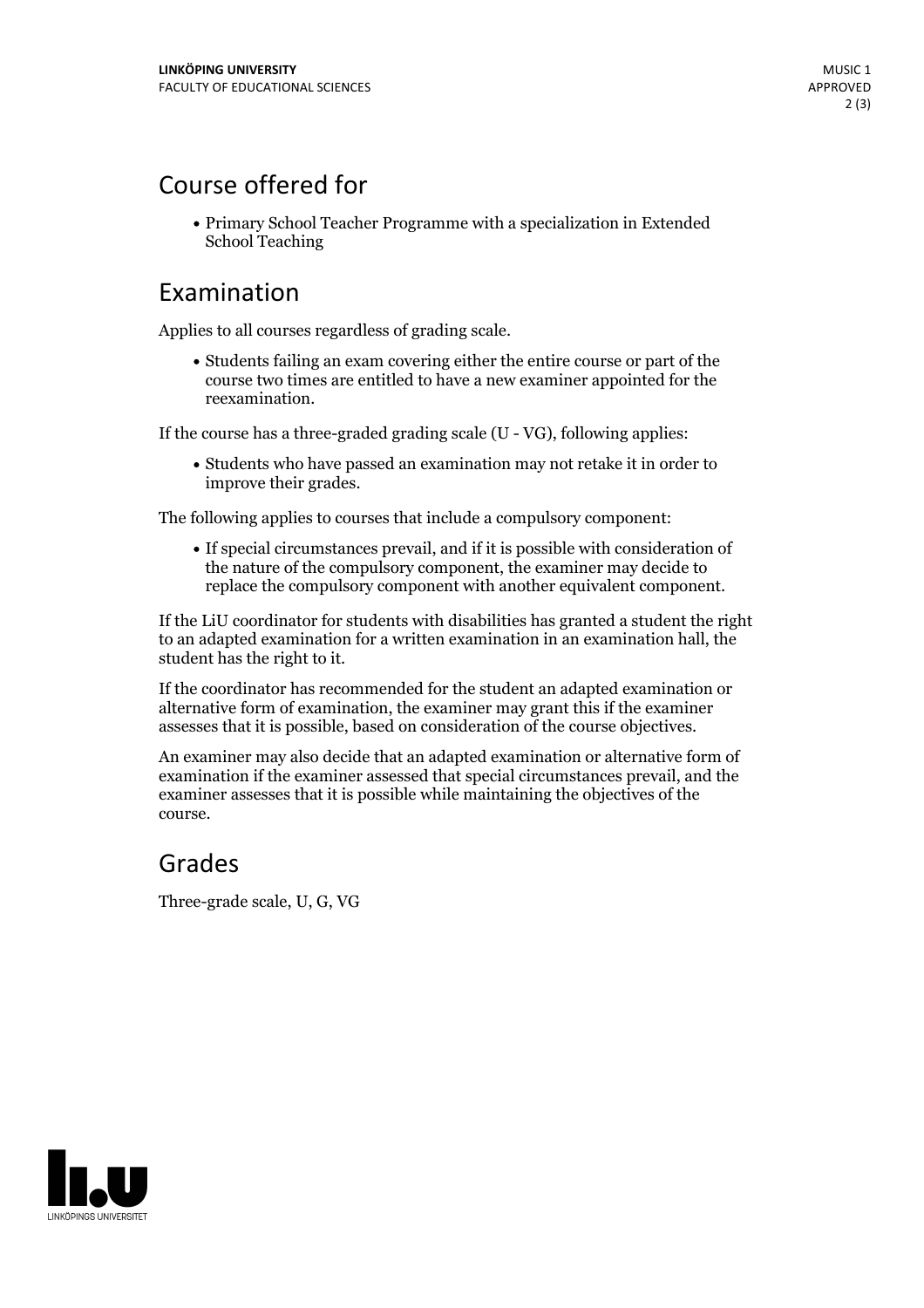## Course offered for

- Primary School Teacher Programme with a specialization in Extended School Teaching

## Examination

Applies to all courses regardless of grading scale.

- Students failing an exam covering either the entire course or part of the course two times are entitled to have a new examiner appointed for the reexamination.

If the course has a three-graded grading scale (U - VG), following applies:

- Students who have passed an examination may not retake it in order to improve their grades.

The following applies to courses that include a compulsory component:

- If special circumstances prevail, and if it is possible with consideration of the nature of the compulsory component, the examiner may decide to replace the compulsory component with another equivalent component.

If the LiU coordinator for students with disabilities has granted a student the right to an adapted examination for a written examination in an examination hall, the student has the right to it.

If the coordinator has recommended for the student an adapted examination or alternative form of examination, the examiner may grant this if the examiner assesses that it is possible, based on consideration of the course objectives.

An examiner may also decide that an adapted examination or alternative form of examination if the examiner assessed that special circumstances prevail, and the examiner assesses that it is possible while maintaining the objectives of the course.

## Grades

Three-grade scale, U, G, VG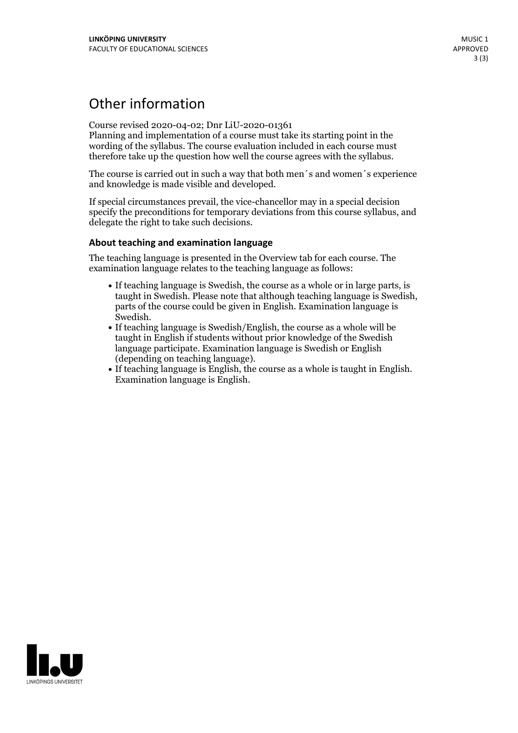# Other information

Course revised 2020-04-02; Dnr LiU-2020-01361
Planning and implementation of a course must take its starting point in the wording of the syllabus. The course evaluation included in each course must therefore take up the question how well the course agrees with the syllabus.

The course is carried out in such a way that both men´s and women´s experience and knowledge is made visible and developed.

If special circumstances prevail, the vice-chancellor may in a special decision specify the preconditions for temporary deviations from this course syllabus, and delegate the right to take such decisions.

### About teaching and examination language

The teaching language is presented in the Overview tab for each course. The examination language relates to the teaching language as follows:

- If teaching language is Swedish, the course as a whole or in large parts, is taught in Swedish. Please note that although teaching language is Swedish, parts of the course could be given in English. Examination language is Swedish.
- If teaching language is Swedish/English, the course as a whole will be taught in English if students without prior knowledge of the Swedish language participate. Examination language is Swedish or English (depending on teaching language).
- If teaching language is English, the course as a whole is taught in English. Examination language is English.